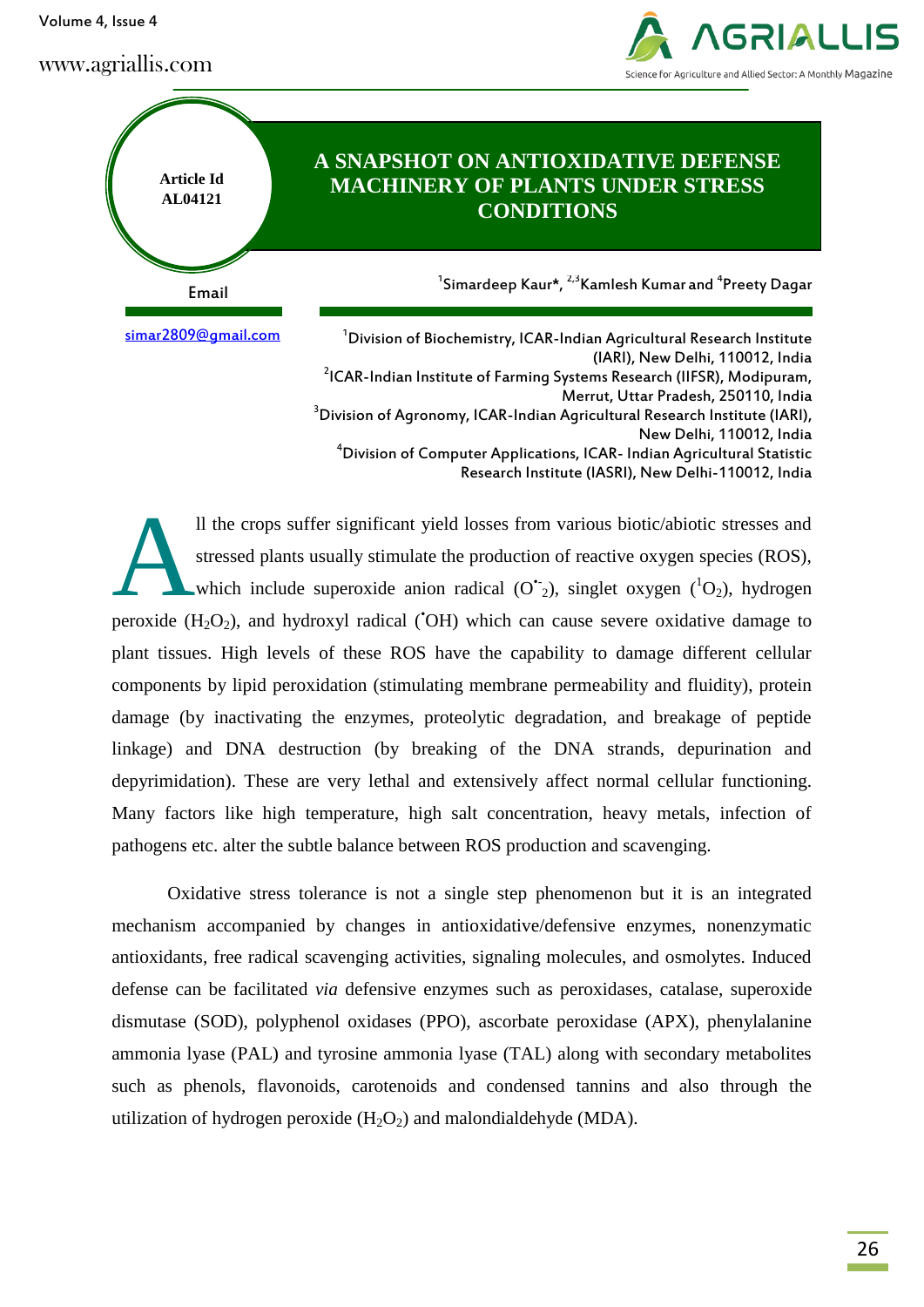Article Id
AL04121

# A SNAPSHOT ON ANTIOXIDATIVE DEFENSE MACHINERY OF PLANTS UNDER STRESS CONDITIONS

[1]Simardeep Kaur*, [2,3]Kamlesh Kumar and [4]Preety Dagar

Email

simar2809@gmail.com

[1]Division of Biochemistry, ICAR-Indian Agricultural Research Institute (IARI), New Delhi, 110012, India
[2]ICAR-Indian Institute of Farming Systems Research (IIFSR), Modipuram, Merrut, Uttar Pradesh, 250110, India
[3]Division of Agronomy, ICAR-Indian Agricultural Research Institute (IARI), New Delhi, 110012, India
[4]Division of Computer Applications, ICAR- Indian Agricultural Statistic Research Institute (IASRI), New Delhi-110012, India

All the crops suffer significant yield losses from various biotic/abiotic stresses and stressed plants usually stimulate the production of reactive oxygen species (ROS), which include superoxide anion radical ($O^{\bullet -}_2$), singlet oxygen ($^1O_2$), hydrogen peroxide ($H_2O_2$), and hydroxyl radical ($^{\bullet}OH$) which can cause severe oxidative damage to plant tissues. High levels of these ROS have the capability to damage different cellular components by lipid peroxidation (stimulating membrane permeability and fluidity), protein damage (by inactivating the enzymes, proteolytic degradation, and breakage of peptide linkage) and DNA destruction (by breaking of the DNA strands, depurination and depyrimidation). These are very lethal and extensively affect normal cellular functioning. Many factors like high temperature, high salt concentration, heavy metals, infection of pathogens etc. alter the subtle balance between ROS production and scavenging.

Oxidative stress tolerance is not a single step phenomenon but it is an integrated mechanism accompanied by changes in antioxidative/defensive enzymes, nonenzymatic antioxidants, free radical scavenging activities, signaling molecules, and osmolytes. Induced defense can be facilitated *via* defensive enzymes such as peroxidases, catalase, superoxide dismutase (SOD), polyphenol oxidases (PPO), ascorbate peroxidase (APX), phenylalanine ammonia lyase (PAL) and tyrosine ammonia lyase (TAL) along with secondary metabolites such as phenols, flavonoids, carotenoids and condensed tannins and also through the utilization of hydrogen peroxide ($H_2O_2$) and malondialdehyde (MDA).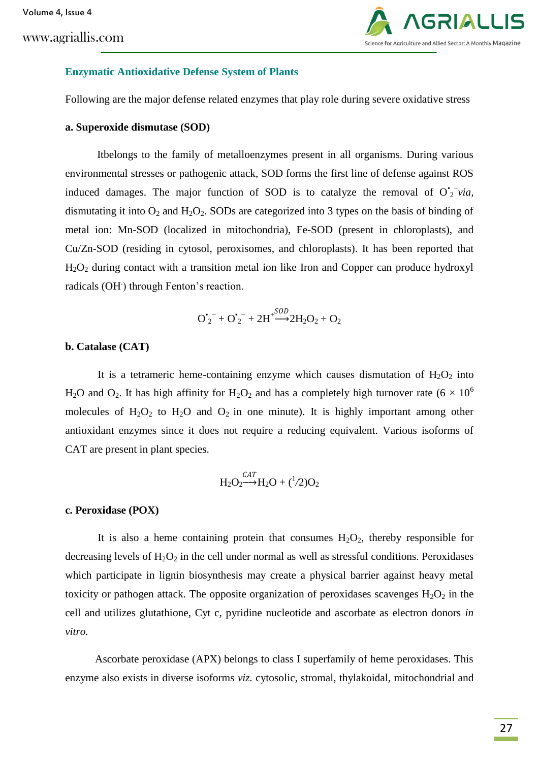## Enzymatic Antioxidative Defense System of Plants

Following are the major defense related enzymes that play role during severe oxidative stress

### a. Superoxide dismutase (SOD)

Itbelongs to the family of metalloenzymes present in all organisms. During various environmental stresses or pathogenic attack, SOD forms the first line of defense against ROS induced damages. The major function of SOD is to catalyze the removal of $O_2^{\bullet -}$ *via*, dismutating it into $O_2$ and $H_2O_2$. SODs are categorized into 3 types on the basis of binding of metal ion: Mn-SOD (localized in mitochondria), Fe-SOD (present in chloroplasts), and Cu/Zn-SOD (residing in cytosol, peroxisomes, and chloroplasts). It has been reported that $H_2O_2$ during contact with a transition metal ion like Iron and Copper can produce hydroxyl radicals ($OH^{\cdot}$) through Fenton's reaction.

$$O_2^{\bullet -} + O_2^{\bullet -} + 2H^+ \xrightarrow{SOD} 2H_2O_2 + O_2$$

### b. Catalase (CAT)

It is a tetrameric heme-containing enzyme which causes dismutation of $H_2O_2$ into $H_2O$ and $O_2$. It has high affinity for $H_2O_2$ and has a completely high turnover rate ($6 \times 10^6$ molecules of $H_2O_2$ to $H_2O$ and $O_2$ in one minute). It is highly important among other antioxidant enzymes since it does not require a reducing equivalent. Various isoforms of CAT are present in plant species.

$$H_2O_2 \xrightarrow{CAT} H_2O + (^1/2)O_2$$

### c. Peroxidase (POX)

It is also a heme containing protein that consumes $H_2O_2$, thereby responsible for decreasing levels of $H_2O_2$ in the cell under normal as well as stressful conditions. Peroxidases which participate in lignin biosynthesis may create a physical barrier against heavy metal toxicity or pathogen attack. The opposite organization of peroxidases scavenges $H_2O_2$ in the cell and utilizes glutathione, Cyt c, pyridine nucleotide and ascorbate as electron donors *in vitro.*

Ascorbate peroxidase (APX) belongs to class I superfamily of heme peroxidases. This enzyme also exists in diverse isoforms *viz.* cytosolic, stromal, thylakoidal, mitochondrial and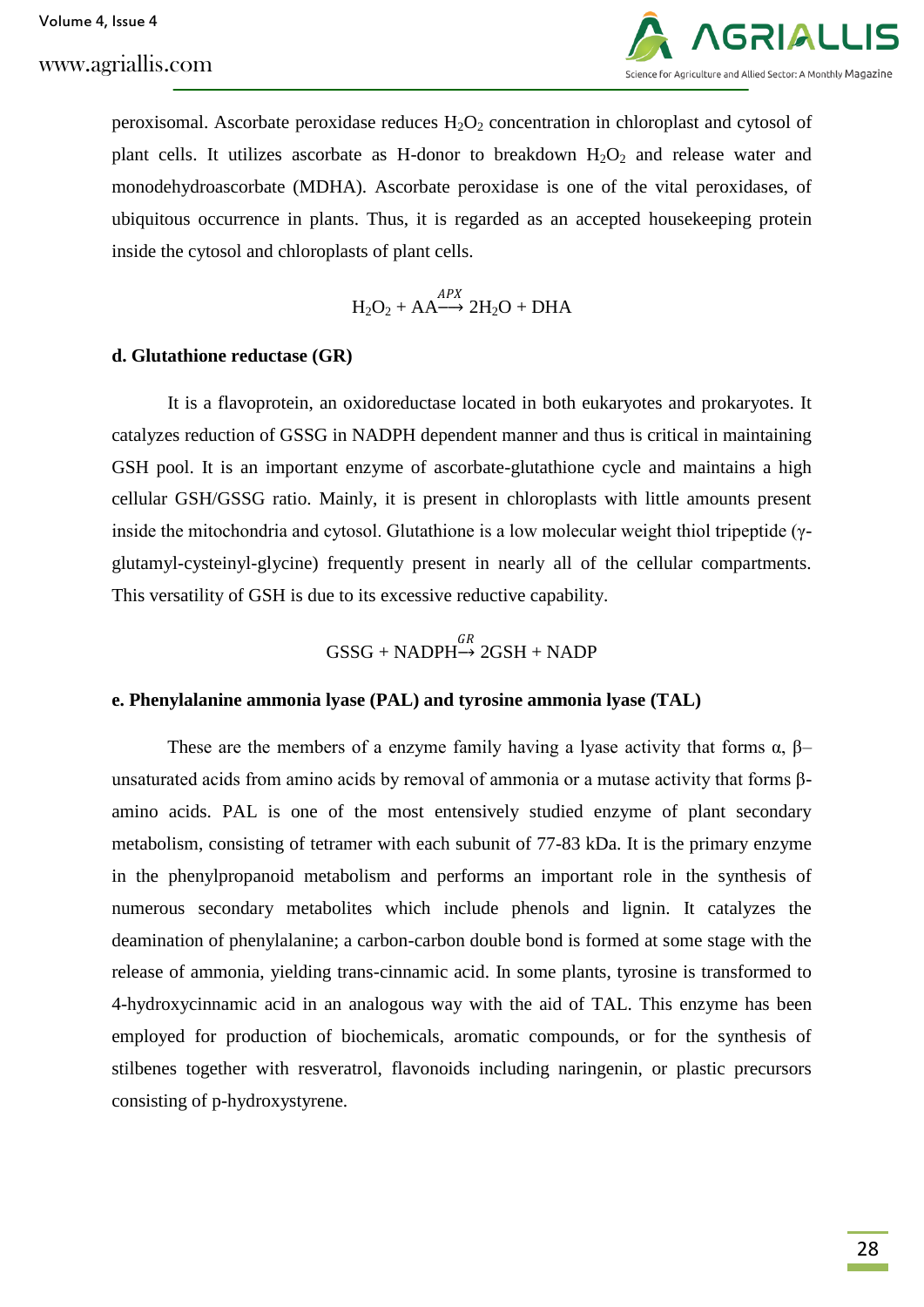peroxisomal. Ascorbate peroxidase reduces $H_2O_2$ concentration in chloroplast and cytosol of plant cells. It utilizes ascorbate as H-donor to breakdown $H_2O_2$ and release water and monodehydroascorbate (MDHA). Ascorbate peroxidase is one of the vital peroxidases, of ubiquitous occurrence in plants. Thus, it is regarded as an accepted housekeeping protein inside the cytosol and chloroplasts of plant cells.

$$H_2O_2 + AA \xrightarrow{APX} 2H_2O + DHA$$

**d. Glutathione reductase (GR)**

It is a flavoprotein, an oxidoreductase located in both eukaryotes and prokaryotes. It catalyzes reduction of GSSG in NADPH dependent manner and thus is critical in maintaining GSH pool. It is an important enzyme of ascorbate-glutathione cycle and maintains a high cellular GSH/GSSG ratio. Mainly, it is present in chloroplasts with little amounts present inside the mitochondria and cytosol. Glutathione is a low molecular weight thiol tripeptide (γ-glutamyl-cysteinyl-glycine) frequently present in nearly all of the cellular compartments. This versatility of GSH is due to its excessive reductive capability.

$$GSSG + NADPH \xrightarrow{GR} 2GSH + NADP$$

**e. Phenylalanine ammonia lyase (PAL) and tyrosine ammonia lyase (TAL)**

These are the members of a enzyme family having a lyase activity that forms α, β–unsaturated acids from amino acids by removal of ammonia or a mutase activity that forms β-amino acids. PAL is one of the most entensively studied enzyme of plant secondary metabolism, consisting of tetramer with each subunit of 77-83 kDa. It is the primary enzyme in the phenylpropanoid metabolism and performs an important role in the synthesis of numerous secondary metabolites which include phenols and lignin. It catalyzes the deamination of phenylalanine; a carbon-carbon double bond is formed at some stage with the release of ammonia, yielding trans-cinnamic acid. In some plants, tyrosine is transformed to 4-hydroxycinnamic acid in an analogous way with the aid of TAL. This enzyme has been employed for production of biochemicals, aromatic compounds, or for the synthesis of stilbenes together with resveratrol, flavonoids including naringenin, or plastic precursors consisting of p-hydroxystyrene.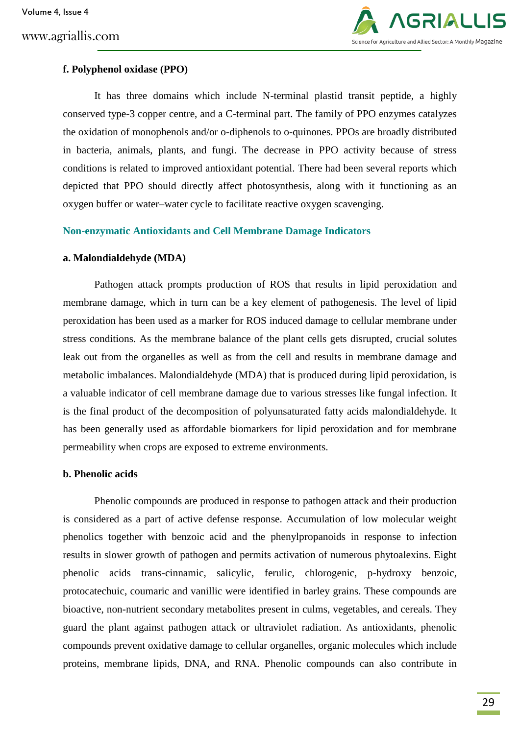#### f. Polyphenol oxidase (PPO)

It has three domains which include N-terminal plastid transit peptide, a highly conserved type-3 copper centre, and a C-terminal part. The family of PPO enzymes catalyzes the oxidation of monophenols and/or o-diphenols to o-quinones. PPOs are broadly distributed in bacteria, animals, plants, and fungi. The decrease in PPO activity because of stress conditions is related to improved antioxidant potential. There had been several reports which depicted that PPO should directly affect photosynthesis, along with it functioning as an oxygen buffer or water–water cycle to facilitate reactive oxygen scavenging.

### Non-enzymatic Antioxidants and Cell Membrane Damage Indicators

#### a. Malondialdehyde (MDA)

Pathogen attack prompts production of ROS that results in lipid peroxidation and membrane damage, which in turn can be a key element of pathogenesis. The level of lipid peroxidation has been used as a marker for ROS induced damage to cellular membrane under stress conditions. As the membrane balance of the plant cells gets disrupted, crucial solutes leak out from the organelles as well as from the cell and results in membrane damage and metabolic imbalances. Malondialdehyde (MDA) that is produced during lipid peroxidation, is a valuable indicator of cell membrane damage due to various stresses like fungal infection. It is the final product of the decomposition of polyunsaturated fatty acids malondialdehyde. It has been generally used as affordable biomarkers for lipid peroxidation and for membrane permeability when crops are exposed to extreme environments.

#### b. Phenolic acids

Phenolic compounds are produced in response to pathogen attack and their production is considered as a part of active defense response. Accumulation of low molecular weight phenolics together with benzoic acid and the phenylpropanoids in response to infection results in slower growth of pathogen and permits activation of numerous phytoalexins. Eight phenolic acids trans-cinnamic, salicylic, ferulic, chlorogenic, p-hydroxy benzoic, protocatechuic, coumaric and vanillic were identified in barley grains. These compounds are bioactive, non-nutrient secondary metabolites present in culms, vegetables, and cereals. They guard the plant against pathogen attack or ultraviolet radiation. As antioxidants, phenolic compounds prevent oxidative damage to cellular organelles, organic molecules which include proteins, membrane lipids, DNA, and RNA. Phenolic compounds can also contribute in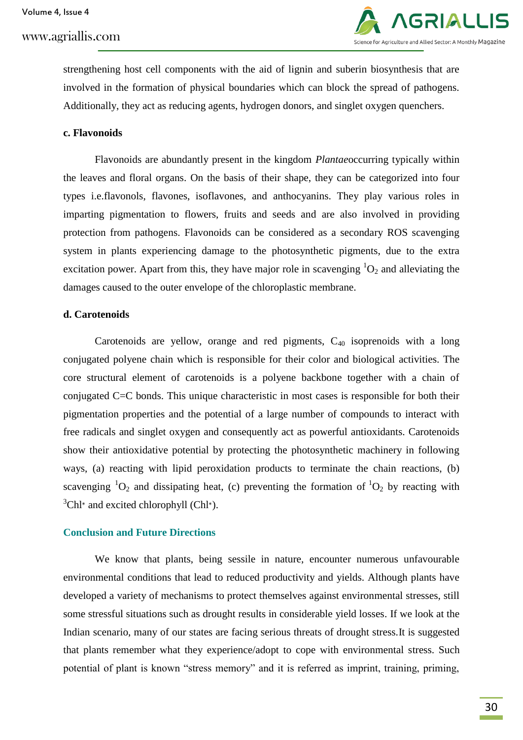strengthening host cell components with the aid of lignin and suberin biosynthesis that are involved in the formation of physical boundaries which can block the spread of pathogens. Additionally, they act as reducing agents, hydrogen donors, and singlet oxygen quenchers.

**c. Flavonoids**

Flavonoids are abundantly present in the kingdom *Plantae*occurring typically within the leaves and floral organs. On the basis of their shape, they can be categorized into four types i.e.flavonols, flavones, isoflavones, and anthocyanins. They play various roles in imparting pigmentation to flowers, fruits and seeds and are also involved in providing protection from pathogens. Flavonoids can be considered as a secondary ROS scavenging system in plants experiencing damage to the photosynthetic pigments, due to the extra excitation power. Apart from this, they have major role in scavenging $^1O_2$ and alleviating the damages caused to the outer envelope of the chloroplastic membrane.

**d. Carotenoids**

Carotenoids are yellow, orange and red pigments, $C_{40}$ isoprenoids with a long conjugated polyene chain which is responsible for their color and biological activities. The core structural element of carotenoids is a polyene backbone together with a chain of conjugated C=C bonds. This unique characteristic in most cases is responsible for both their pigmentation properties and the potential of a large number of compounds to interact with free radicals and singlet oxygen and consequently act as powerful antioxidants. Carotenoids show their antioxidative potential by protecting the photosynthetic machinery in following ways, (a) reacting with lipid peroxidation products to terminate the chain reactions, (b) scavenging $^1O_2$ and dissipating heat, (c) preventing the formation of $^1O_2$ by reacting with $^3Chl^*$ and excited chlorophyll ($Chl^*$).

## Conclusion and Future Directions

We know that plants, being sessile in nature, encounter numerous unfavourable environmental conditions that lead to reduced productivity and yields. Although plants have developed a variety of mechanisms to protect themselves against environmental stresses, still some stressful situations such as drought results in considerable yield losses. If we look at the Indian scenario, many of our states are facing serious threats of drought stress.It is suggested that plants remember what they experience/adopt to cope with environmental stress. Such potential of plant is known “stress memory” and it is referred as imprint, training, priming,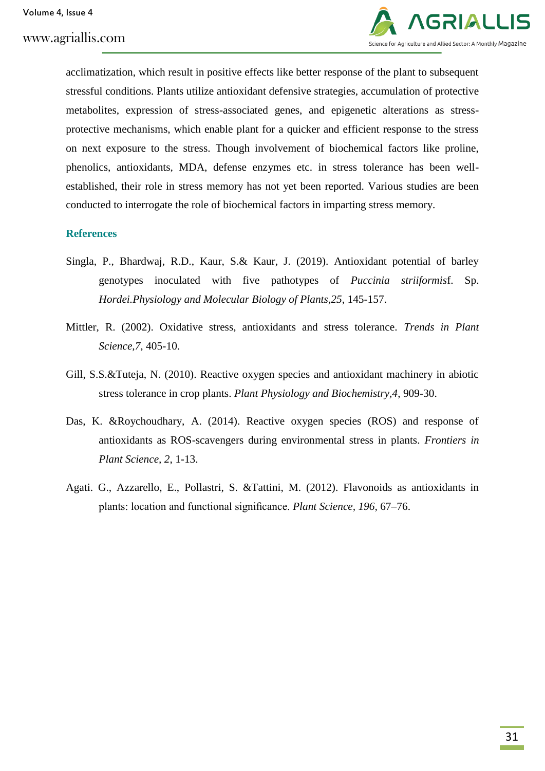acclimatization, which result in positive effects like better response of the plant to subsequent stressful conditions. Plants utilize antioxidant defensive strategies, accumulation of protective metabolites, expression of stress-associated genes, and epigenetic alterations as stress-protective mechanisms, which enable plant for a quicker and efficient response to the stress on next exposure to the stress. Though involvement of biochemical factors like proline, phenolics, antioxidants, MDA, defense enzymes etc. in stress tolerance has been well-established, their role in stress memory has not yet been reported. Various studies are been conducted to interrogate the role of biochemical factors in imparting stress memory.

## References

Singla, P., Bhardwaj, R.D., Kaur, S.& Kaur, J. (2019). Antioxidant potential of barley genotypes inoculated with five pathotypes of *Puccinia striiformis*f. Sp. *Hordei.Physiology and Molecular Biology of Plants,25*, 145-157.

Mittler, R. (2002). Oxidative stress, antioxidants and stress tolerance. *Trends in Plant Science,7*, 405-10.

Gill, S.S.&Tuteja, N. (2010). Reactive oxygen species and antioxidant machinery in abiotic stress tolerance in crop plants. *Plant Physiology and Biochemistry,4*, 909-30.

Das, K. &Roychoudhary, A. (2014). Reactive oxygen species (ROS) and response of antioxidants as ROS-scavengers during environmental stress in plants. *Frontiers in Plant Science, 2*, 1-13.

Agati. G., Azzarello, E., Pollastri, S. &Tattini, M. (2012). Flavonoids as antioxidants in plants: location and functional significance. *Plant Science, 196*, 67–76.